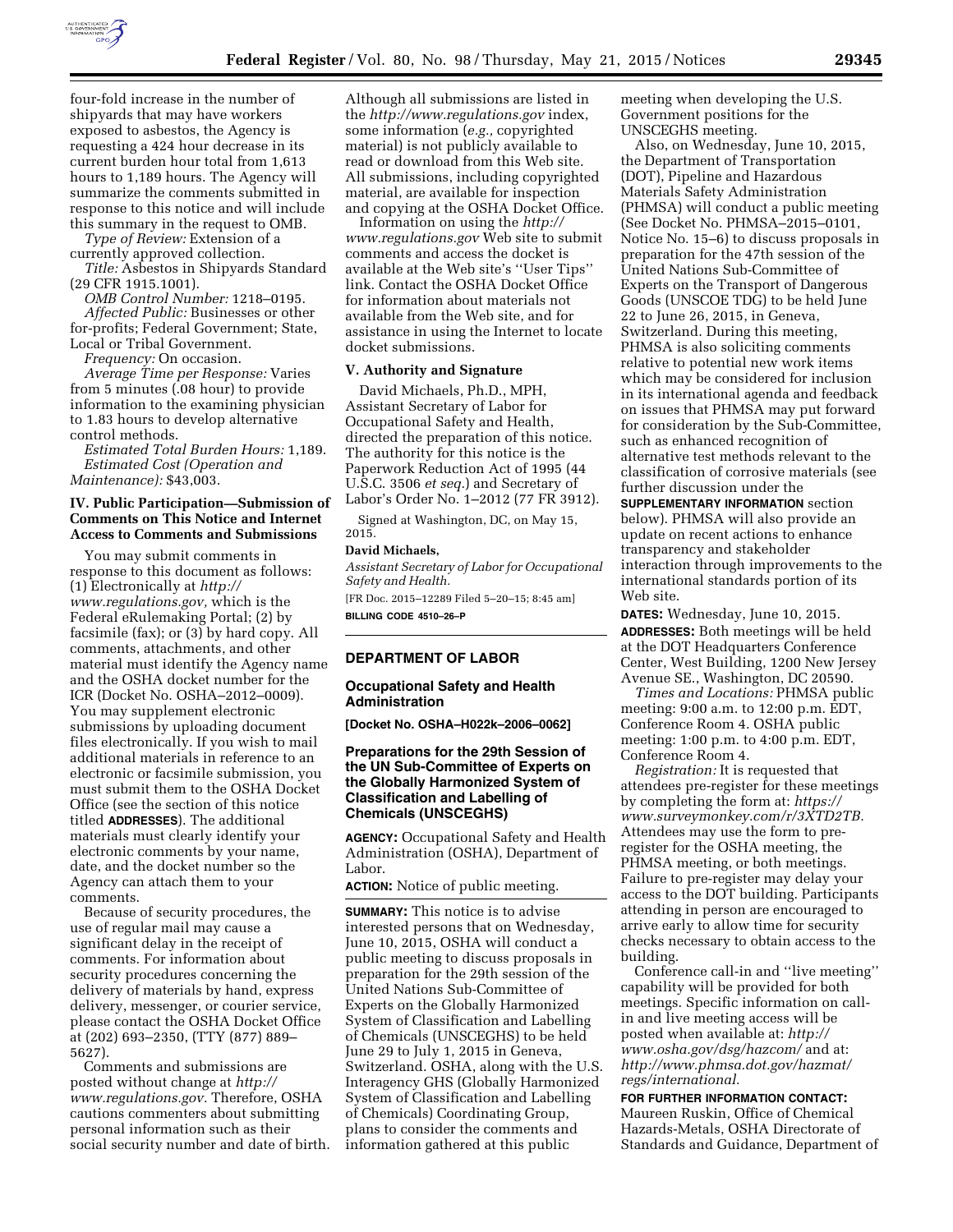four-fold increase in the number of shipyards that may have workers exposed to asbestos, the Agency is requesting a 424 hour decrease in its current burden hour total from 1,613 hours to 1,189 hours. The Agency will summarize the comments submitted in response to this notice and will include this summary in the request to OMB.

*Type of Review:* Extension of a currently approved collection.

*Title:* Asbestos in Shipyards Standard (29 CFR 1915.1001).

*OMB Control Number:* 1218–0195.

*Affected Public:* Businesses or other for-profits; Federal Government; State, Local or Tribal Government.

*Frequency:* On occasion.

*Average Time per Response:* Varies from 5 minutes (.08 hour) to provide information to the examining physician to 1.83 hours to develop alternative control methods.

*Estimated Total Burden Hours:* 1,189.

*Estimated Cost (Operation and Maintenance):* $43,003.

### IV. Public Participation—Submission of Comments on This Notice and Internet Access to Comments and Submissions

You may submit comments in response to this document as follows: (1) Electronically at *http://www.regulations.gov,* which is the Federal eRulemaking Portal; (2) by facsimile (fax); or (3) by hard copy. All comments, attachments, and other material must identify the Agency name and the OSHA docket number for the ICR (Docket No. OSHA–2012–0009). You may supplement electronic submissions by uploading document files electronically. If you wish to mail additional materials in reference to an electronic or facsimile submission, you must submit them to the OSHA Docket Office (see the section of this notice titled **ADDRESSES**). The additional materials must clearly identify your electronic comments by your name, date, and the docket number so the Agency can attach them to your comments.

Because of security procedures, the use of regular mail may cause a significant delay in the receipt of comments. For information about security procedures concerning the delivery of materials by hand, express delivery, messenger, or courier service, please contact the OSHA Docket Office at (202) 693–2350, (TTY (877) 889–5627).

Comments and submissions are posted without change at *http://www.regulations.gov.* Therefore, OSHA cautions commenters about submitting personal information such as their social security number and date of birth. Although all submissions are listed in the *http://www.regulations.gov* index, some information (*e.g.,* copyrighted material) is not publicly available to read or download from this Web site. All submissions, including copyrighted material, are available for inspection and copying at the OSHA Docket Office.

Information on using the *http://www.regulations.gov* Web site to submit comments and access the docket is available at the Web site's ''User Tips'' link. Contact the OSHA Docket Office for information about materials not available from the Web site, and for assistance in using the Internet to locate docket submissions.

### V. Authority and Signature

David Michaels, Ph.D., MPH, Assistant Secretary of Labor for Occupational Safety and Health, directed the preparation of this notice. The authority for this notice is the Paperwork Reduction Act of 1995 (44 U.S.C. 3506 *et seq.*) and Secretary of Labor's Order No. 1–2012 (77 FR 3912).

Signed at Washington, DC, on May 15, 2015.

**David Michaels,**

*Assistant Secretary of Labor for Occupational Safety and Health.*

[FR Doc. 2015–12289 Filed 5–20–15; 8:45 am]

**BILLING CODE 4510–26–P**

## DEPARTMENT OF LABOR

### Occupational Safety and Health Administration

**[Docket No. OSHA–H022k–2006–0062]**

### Preparations for the 29th Session of the UN Sub-Committee of Experts on the Globally Harmonized System of Classification and Labelling of Chemicals (UNSCEGHS)

**AGENCY:** Occupational Safety and Health Administration (OSHA), Department of Labor.

**ACTION:** Notice of public meeting.

**SUMMARY:** This notice is to advise interested persons that on Wednesday, June 10, 2015, OSHA will conduct a public meeting to discuss proposals in preparation for the 29th session of the United Nations Sub-Committee of Experts on the Globally Harmonized System of Classification and Labelling of Chemicals (UNSCEGHS) to be held June 29 to July 1, 2015 in Geneva, Switzerland. OSHA, along with the U.S. Interagency GHS (Globally Harmonized System of Classification and Labelling of Chemicals) Coordinating Group, plans to consider the comments and information gathered at this public meeting when developing the U.S. Government positions for the UNSCEGHS meeting.

Also, on Wednesday, June 10, 2015, the Department of Transportation (DOT), Pipeline and Hazardous Materials Safety Administration (PHMSA) will conduct a public meeting (See Docket No. PHMSA–2015–0101, Notice No. 15–6) to discuss proposals in preparation for the 47th session of the United Nations Sub-Committee of Experts on the Transport of Dangerous Goods (UNSCOE TDG) to be held June 22 to June 26, 2015, in Geneva, Switzerland. During this meeting, PHMSA is also soliciting comments relative to potential new work items which may be considered for inclusion in its international agenda and feedback on issues that PHMSA may put forward for consideration by the Sub-Committee, such as enhanced recognition of alternative test methods relevant to the classification of corrosive materials (see further discussion under the **SUPPLEMENTARY INFORMATION** section below). PHMSA will also provide an update on recent actions to enhance transparency and stakeholder interaction through improvements to the international standards portion of its Web site.

**DATES:** Wednesday, June 10, 2015.

**ADDRESSES:** Both meetings will be held at the DOT Headquarters Conference Center, West Building, 1200 New Jersey Avenue SE., Washington, DC 20590.

*Times and Locations:* PHMSA public meeting: 9:00 a.m. to 12:00 p.m. EDT, Conference Room 4. OSHA public meeting: 1:00 p.m. to 4:00 p.m. EDT, Conference Room 4.

*Registration:* It is requested that attendees pre-register for these meetings by completing the form at: *https://www.surveymonkey.com/r/3XTD2TB.* Attendees may use the form to pre-register for the OSHA meeting, the PHMSA meeting, or both meetings. Failure to pre-register may delay your access to the DOT building. Participants attending in person are encouraged to arrive early to allow time for security checks necessary to obtain access to the building.

Conference call-in and ''live meeting'' capability will be provided for both meetings. Specific information on call-in and live meeting access will be posted when available at: *http://www.osha.gov/dsg/hazcom/* and at: *http://www.phmsa.dot.gov/hazmat/regs/international.*

**FOR FURTHER INFORMATION CONTACT:** Maureen Ruskin, Office of Chemical Hazards-Metals, OSHA Directorate of Standards and Guidance, Department of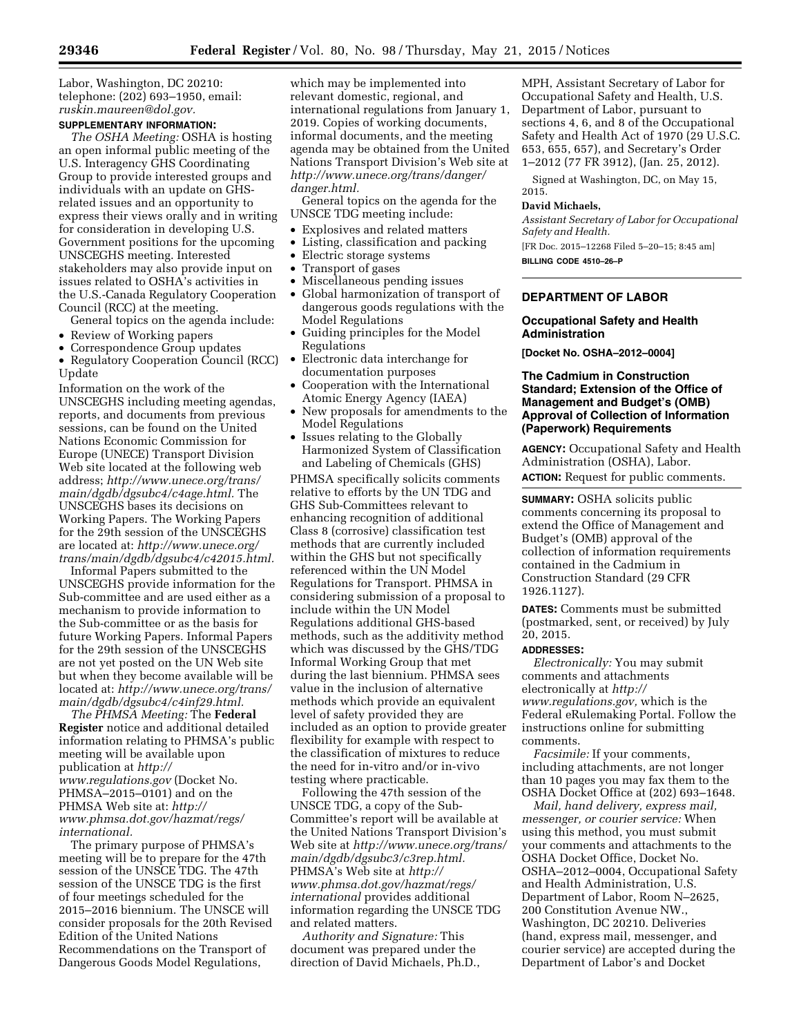Labor, Washington, DC 20210: telephone: (202) 693–1950, email: *ruskin.maureen@dol.gov.*

**SUPPLEMENTARY INFORMATION:**

*The OSHA Meeting:* OSHA is hosting an open informal public meeting of the U.S. Interagency GHS Coordinating Group to provide interested groups and individuals with an update on GHS-related issues and an opportunity to express their views orally and in writing for consideration in developing U.S. Government positions for the upcoming UNSCEGHS meeting. Interested stakeholders may also provide input on issues related to OSHA's activities in the U.S.-Canada Regulatory Cooperation Council (RCC) at the meeting.

General topics on the agenda include:

- Review of Working papers
- Correspondence Group updates
- Regulatory Cooperation Council (RCC) Update

Information on the work of the UNSCEGHS including meeting agendas, reports, and documents from previous sessions, can be found on the United Nations Economic Commission for Europe (UNECE) Transport Division Web site located at the following web address; *http://www.unece.org/trans/main/dgdb/dgsubc4/c4age.html.* The UNSCEGHS bases its decisions on Working Papers. The Working Papers for the 29th session of the UNSCEGHS are located at: *http://www.unece.org/trans/main/dgdb/dgsubc4/c42015.html.*

Informal Papers submitted to the UNSCEGHS provide information for the Sub-committee and are used either as a mechanism to provide information to the Sub-committee or as the basis for future Working Papers. Informal Papers for the 29th session of the UNSCEGHS are not yet posted on the UN Web site but when they become available will be located at: *http://www.unece.org/trans/main/dgdb/dgsubc4/c4inf29.html.*

*The PHMSA Meeting:* The **Federal Register** notice and additional detailed information relating to PHMSA's public meeting will be available upon publication at *http://www.regulations.gov* (Docket No. PHMSA–2015–0101) and on the PHMSA Web site at: *http://www.phmsa.dot.gov/hazmat/regs/international.*

The primary purpose of PHMSA's meeting will be to prepare for the 47th session of the UNSCE TDG. The 47th session of the UNSCE TDG is the first of four meetings scheduled for the 2015–2016 biennium. The UNSCE will consider proposals for the 20th Revised Edition of the United Nations Recommendations on the Transport of Dangerous Goods Model Regulations, which may be implemented into relevant domestic, regional, and international regulations from January 1, 2019. Copies of working documents, informal documents, and the meeting agenda may be obtained from the United Nations Transport Division's Web site at *http://www.unece.org/trans/danger/danger.html.*

General topics on the agenda for the UNSCE TDG meeting include:

- Explosives and related matters
- Listing, classification and packing
- Electric storage systems
- Transport of gases
- Miscellaneous pending issues
- Global harmonization of transport of dangerous goods regulations with the Model Regulations
- Guiding principles for the Model Regulations
- Electronic data interchange for documentation purposes
- Cooperation with the International Atomic Energy Agency (IAEA)
- New proposals for amendments to the Model Regulations
- Issues relating to the Globally Harmonized System of Classification and Labeling of Chemicals (GHS)

PHMSA specifically solicits comments relative to efforts by the UN TDG and GHS Sub-Committees relevant to enhancing recognition of additional Class 8 (corrosive) classification test methods that are currently included within the GHS but not specifically referenced within the UN Model Regulations for Transport. PHMSA in considering submission of a proposal to include within the UN Model Regulations additional GHS-based methods, such as the additivity method which was discussed by the GHS/TDG Informal Working Group that met during the last biennium. PHMSA sees value in the inclusion of alternative methods which provide an equivalent level of safety provided they are included as an option to provide greater flexibility for example with respect to the classification of mixtures to reduce the need for in-vitro and/or in-vivo testing where practicable.

Following the 47th session of the UNSCE TDG, a copy of the Sub-Committee's report will be available at the United Nations Transport Division's Web site at *http://www.unece.org/trans/main/dgdb/dgsubc3/c3rep.html.* PHMSA's Web site at *http://www.phmsa.dot.gov/hazmat/regs/international* provides additional information regarding the UNSCE TDG and related matters.

*Authority and Signature:* This document was prepared under the direction of David Michaels, Ph.D., MPH, Assistant Secretary of Labor for Occupational Safety and Health, U.S. Department of Labor, pursuant to sections 4, 6, and 8 of the Occupational Safety and Health Act of 1970 (29 U.S.C. 653, 655, 657), and Secretary's Order 1–2012 (77 FR 3912), (Jan. 25, 2012).

Signed at Washington, DC, on May 15, 2015.

**David Michaels,**

*Assistant Secretary of Labor for Occupational Safety and Health.*

[FR Doc. 2015–12268 Filed 5–20–15; 8:45 am]

**BILLING CODE 4510–26–P**

---

## DEPARTMENT OF LABOR

### Occupational Safety and Health Administration

**[Docket No. OSHA–2012–0004]**

### The Cadmium in Construction Standard; Extension of the Office of Management and Budget's (OMB) Approval of Collection of Information (Paperwork) Requirements

**AGENCY:** Occupational Safety and Health Administration (OSHA), Labor.

**ACTION:** Request for public comments.

**SUMMARY:** OSHA solicits public comments concerning its proposal to extend the Office of Management and Budget's (OMB) approval of the collection of information requirements contained in the Cadmium in Construction Standard (29 CFR 1926.1127).

**DATES:** Comments must be submitted (postmarked, sent, or received) by July 20, 2015.

**ADDRESSES:**

*Electronically:* You may submit comments and attachments electronically at *http://www.regulations.gov,* which is the Federal eRulemaking Portal. Follow the instructions online for submitting comments.

*Facsimile:* If your comments, including attachments, are not longer than 10 pages you may fax them to the OSHA Docket Office at (202) 693–1648.

*Mail, hand delivery, express mail, messenger, or courier service:* When using this method, you must submit your comments and attachments to the OSHA Docket Office, Docket No. OSHA–2012–0004, Occupational Safety and Health Administration, U.S. Department of Labor, Room N–2625, 200 Constitution Avenue NW., Washington, DC 20210. Deliveries (hand, express mail, messenger, and courier service) are accepted during the Department of Labor's and Docket